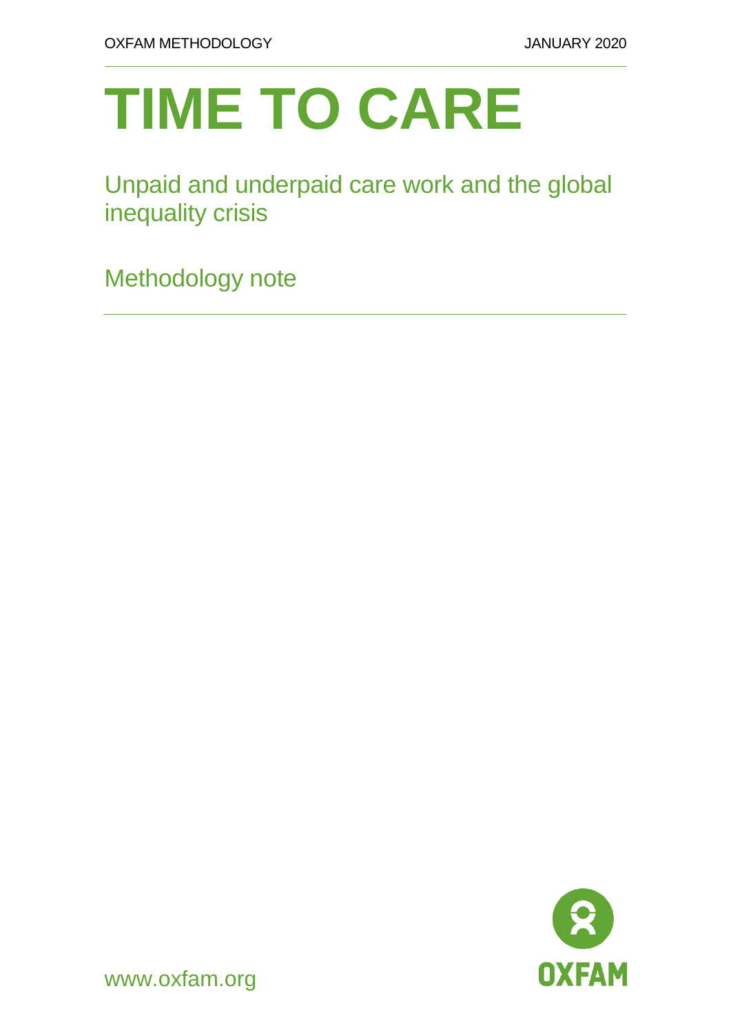OXFAM METHODOLOGY JANUARY 2020

# TIME TO CARE

## Unpaid and underpaid care work and the global inequality crisis

Methodology note

www.oxfam.org

OXFAM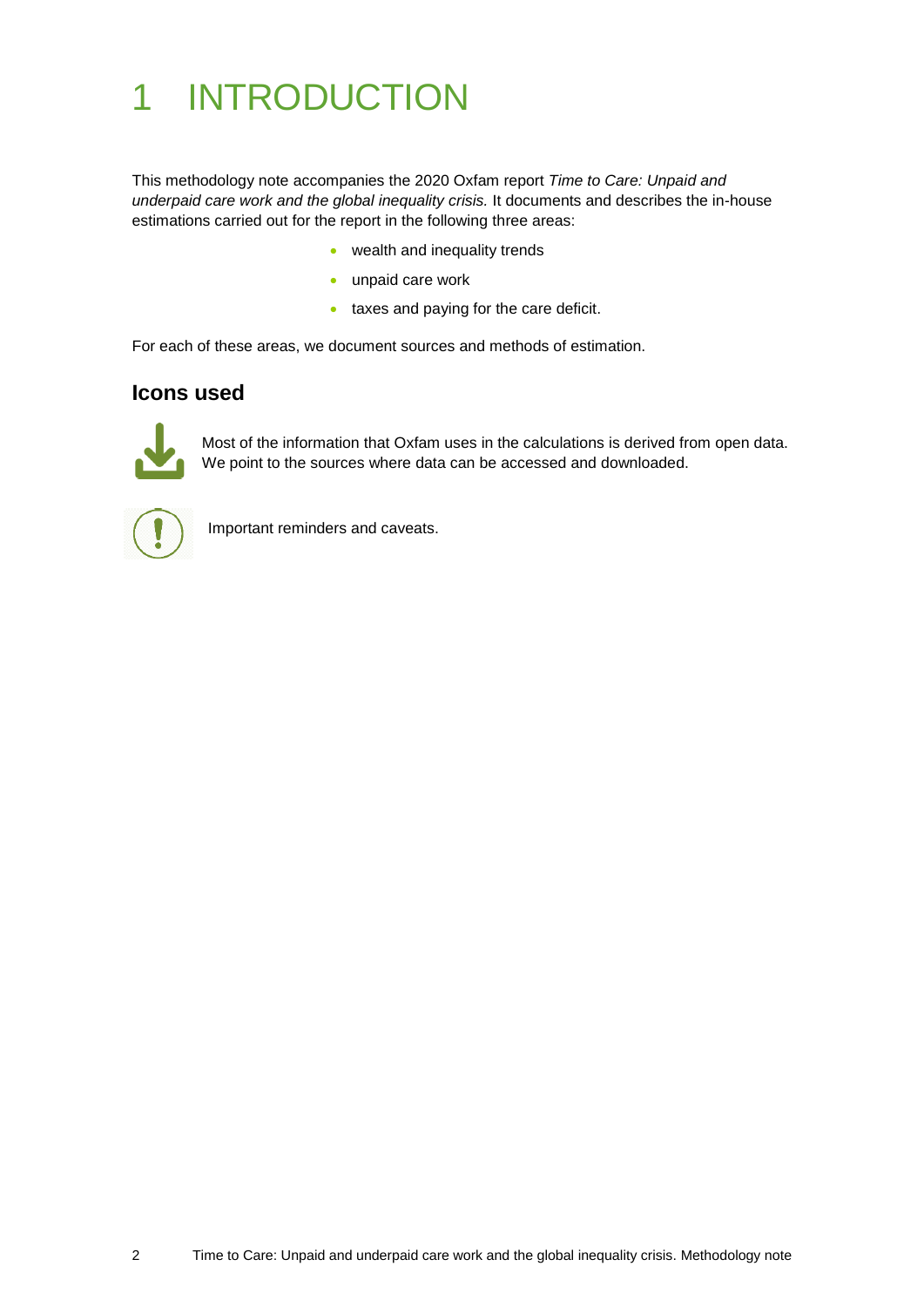# 1 INTRODUCTION

This methodology note accompanies the 2020 Oxfam report *Time to Care: Unpaid and underpaid care work and the global inequality crisis.* It documents and describes the in-house estimations carried out for the report in the following three areas:

- wealth and inequality trends
- unpaid care work
- taxes and paying for the care deficit.

For each of these areas, we document sources and methods of estimation.

## Icons used

Most of the information that Oxfam uses in the calculations is derived from open data. We point to the sources where data can be accessed and downloaded.

Important reminders and caveats.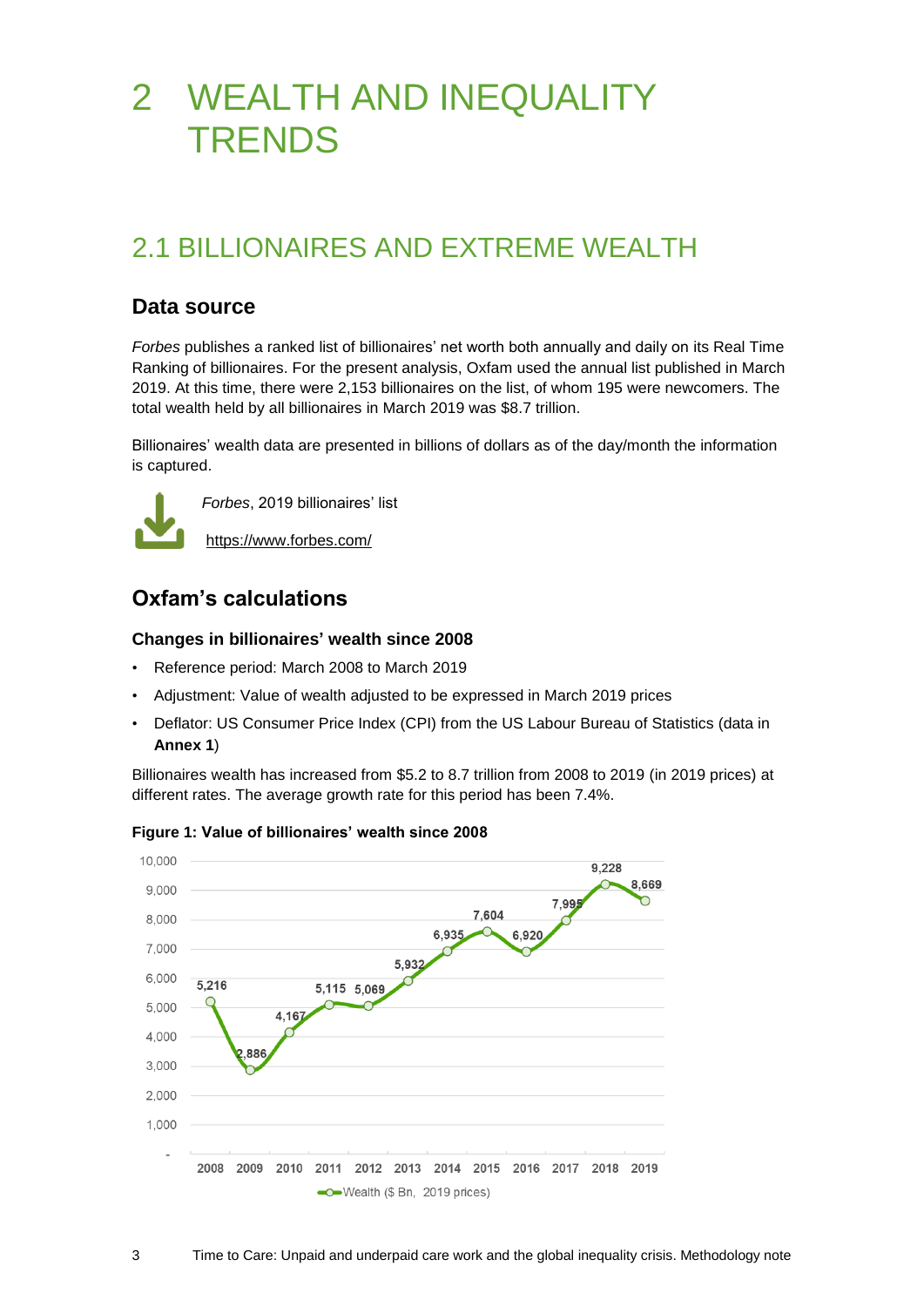# 2 WEALTH AND INEQUALITY TRENDS

## 2.1 BILLIONAIRES AND EXTREME WEALTH

### Data source

*Forbes* publishes a ranked list of billionaires' net worth both annually and daily on its Real Time Ranking of billionaires. For the present analysis, Oxfam used the annual list published in March 2019. At this time, there were 2,153 billionaires on the list, of whom 195 were newcomers. The total wealth held by all billionaires in March 2019 was $8.7 trillion.

Billionaires' wealth data are presented in billions of dollars as of the day/month the information is captured.

*Forbes*, 2019 billionaires' list

https://www.forbes.com/

### Oxfam's calculations

#### Changes in billionaires' wealth since 2008

- Reference period: March 2008 to March 2019
- Adjustment: Value of wealth adjusted to be expressed in March 2019 prices
- Deflator: US Consumer Price Index (CPI) from the US Labour Bureau of Statistics (data in **Annex 1**)

Billionaires wealth has increased from $5.2 to 8.7 trillion from 2008 to 2019 (in 2019 prices) at different rates. The average growth rate for this period has been 7.4%.

**Figure 1: Value of billionaires' wealth since 2008**

| Year | Wealth ($ Bn, 2019 prices) |
|---|---|
| 2008 | 5,216 |
| 2009 | 2,886 |
| 2010 | 4,167 |
| 2011 | 5,115 |
| 2012 | 5,069 |
| 2013 | 5,932 |
| 2014 | 6,935 |
| 2015 | 7,604 |
| 2016 | 6,920 |
| 2017 | 7,995 |
| 2018 | 9,228 |
| 2019 | 8,669 |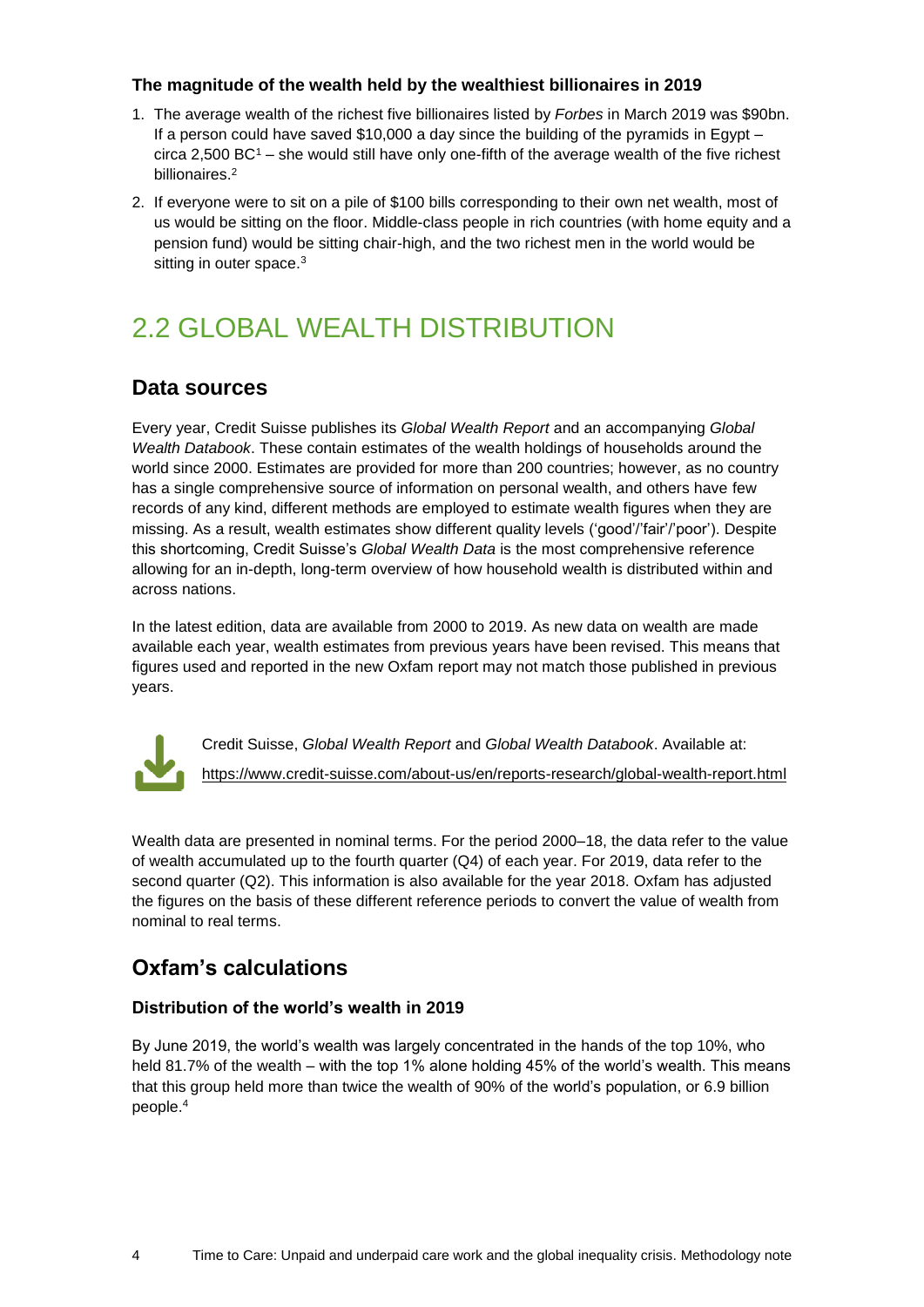### The magnitude of the wealth held by the wealthiest billionaires in 2019

1. The average wealth of the richest five billionaires listed by *Forbes* in March 2019 was $90bn. If a person could have saved $10,000 a day since the building of the pyramids in Egypt – circa 2,500 BC[1] – she would still have only one-fifth of the average wealth of the five richest billionaires.[2]
2. If everyone were to sit on a pile of $100 bills corresponding to their own net wealth, most of us would be sitting on the floor. Middle-class people in rich countries (with home equity and a pension fund) would be sitting chair-high, and the two richest men in the world would be sitting in outer space.[3]

# 2.2 GLOBAL WEALTH DISTRIBUTION

## Data sources

Every year, Credit Suisse publishes its *Global Wealth Report* and an accompanying *Global Wealth Databook*. These contain estimates of the wealth holdings of households around the world since 2000. Estimates are provided for more than 200 countries; however, as no country has a single comprehensive source of information on personal wealth, and others have few records of any kind, different methods are employed to estimate wealth figures when they are missing. As a result, wealth estimates show different quality levels ('good'/'fair'/'poor'). Despite this shortcoming, Credit Suisse's *Global Wealth Data* is the most comprehensive reference allowing for an in-depth, long-term overview of how household wealth is distributed within and across nations.

In the latest edition, data are available from 2000 to 2019. As new data on wealth are made available each year, wealth estimates from previous years have been revised. This means that figures used and reported in the new Oxfam report may not match those published in previous years.

Credit Suisse, *Global Wealth Report* and *Global Wealth Databook*. Available at: https://www.credit-suisse.com/about-us/en/reports-research/global-wealth-report.html

Wealth data are presented in nominal terms. For the period 2000–18, the data refer to the value of wealth accumulated up to the fourth quarter (Q4) of each year. For 2019, data refer to the second quarter (Q2). This information is also available for the year 2018. Oxfam has adjusted the figures on the basis of these different reference periods to convert the value of wealth from nominal to real terms.

## Oxfam's calculations

### Distribution of the world's wealth in 2019

By June 2019, the world's wealth was largely concentrated in the hands of the top 10%, who held 81.7% of the wealth – with the top 1% alone holding 45% of the world's wealth. This means that this group held more than twice the wealth of 90% of the world's population, or 6.9 billion people.[4]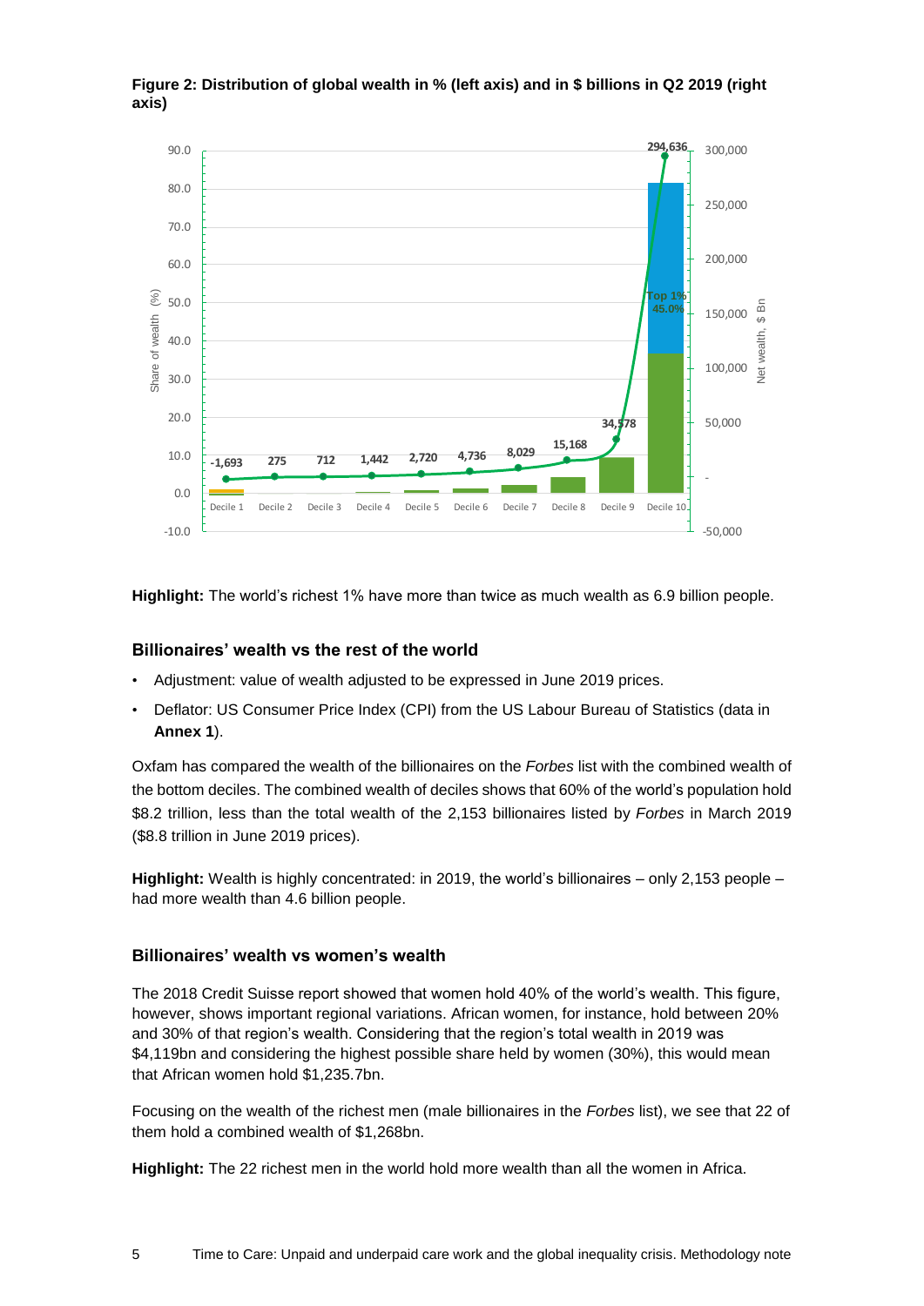**Figure 2: Distribution of global wealth in % (left axis) and in $ billions in Q2 2019 (right axis)**

**Highlight:** The world's richest 1% have more than twice as much wealth as 6.9 billion people.

### Billionaires' wealth vs the rest of the world

- Adjustment: value of wealth adjusted to be expressed in June 2019 prices.
- Deflator: US Consumer Price Index (CPI) from the US Labour Bureau of Statistics (data in **Annex 1**).

Oxfam has compared the wealth of the billionaires on the *Forbes* list with the combined wealth of the bottom deciles. The combined wealth of deciles shows that 60% of the world's population hold $8.2 trillion, less than the total wealth of the 2,153 billionaires listed by *Forbes* in March 2019 ($8.8 trillion in June 2019 prices).

**Highlight:** Wealth is highly concentrated: in 2019, the world's billionaires – only 2,153 people – had more wealth than 4.6 billion people.

### Billionaires' wealth vs women's wealth

The 2018 Credit Suisse report showed that women hold 40% of the world's wealth. This figure, however, shows important regional variations. African women, for instance, hold between 20% and 30% of that region's wealth. Considering that the region's total wealth in 2019 was $4,119bn and considering the highest possible share held by women (30%), this would mean that African women hold $1,235.7bn.

Focusing on the wealth of the richest men (male billionaires in the *Forbes* list), we see that 22 of them hold a combined wealth of $1,268bn.

**Highlight:** The 22 richest men in the world hold more wealth than all the women in Africa.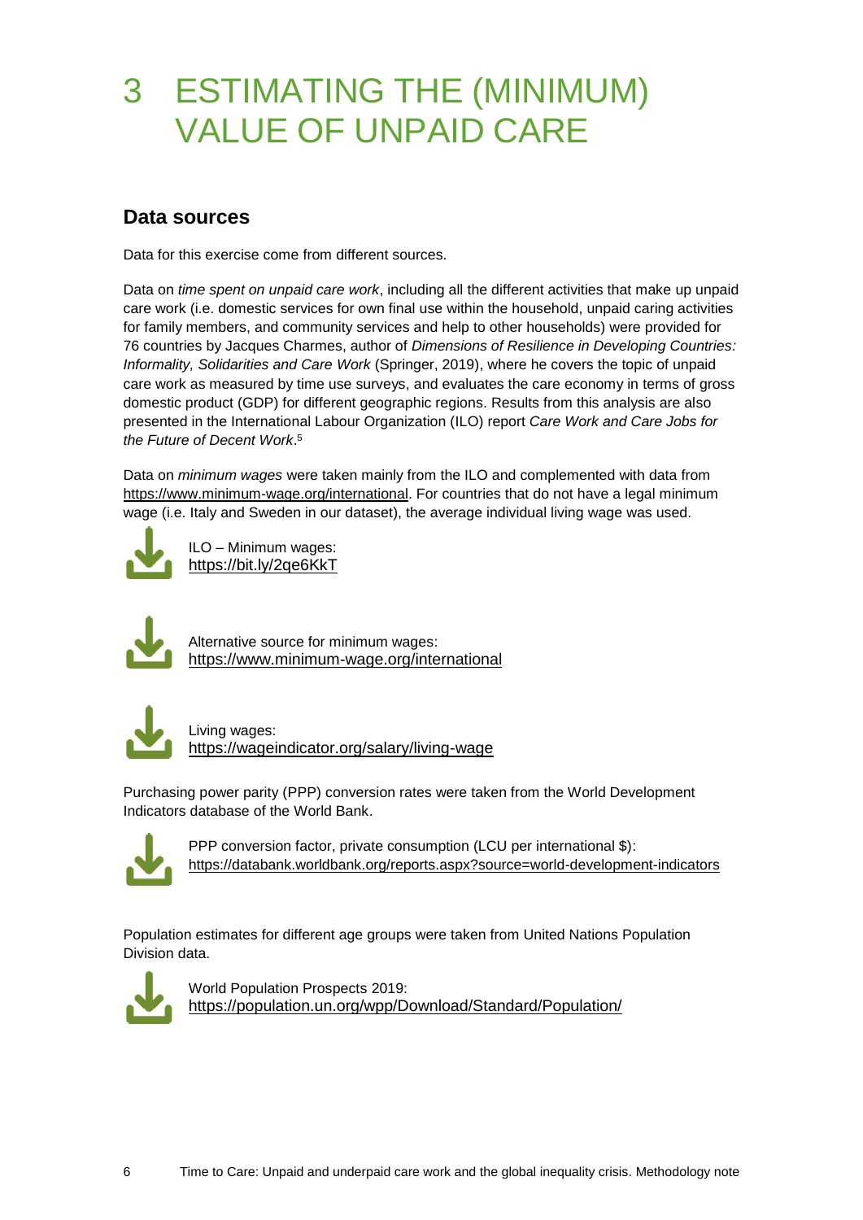# 3 ESTIMATING THE (MINIMUM) VALUE OF UNPAID CARE

## Data sources

Data for this exercise come from different sources.

Data on *time spent on unpaid care work*, including all the different activities that make up unpaid care work (i.e. domestic services for own final use within the household, unpaid caring activities for family members, and community services and help to other households) were provided for 76 countries by Jacques Charmes, author of *Dimensions of Resilience in Developing Countries: Informality, Solidarities and Care Work* (Springer, 2019), where he covers the topic of unpaid care work as measured by time use surveys, and evaluates the care economy in terms of gross domestic product (GDP) for different geographic regions. Results from this analysis are also presented in the International Labour Organization (ILO) report *Care Work and Care Jobs for the Future of Decent Work*.[5]

Data on *minimum wages* were taken mainly from the ILO and complemented with data from https://www.minimum-wage.org/international. For countries that do not have a legal minimum wage (i.e. Italy and Sweden in our dataset), the average individual living wage was used.

ILO – Minimum wages:
https://bit.ly/2qe6KkT

Alternative source for minimum wages:
https://www.minimum-wage.org/international

Living wages:
https://wageindicator.org/salary/living-wage

Purchasing power parity (PPP) conversion rates were taken from the World Development Indicators database of the World Bank.

PPP conversion factor, private consumption (LCU per international $):
https://databank.worldbank.org/reports.aspx?source=world-development-indicators

Population estimates for different age groups were taken from United Nations Population Division data.

World Population Prospects 2019:
https://population.un.org/wpp/Download/Standard/Population/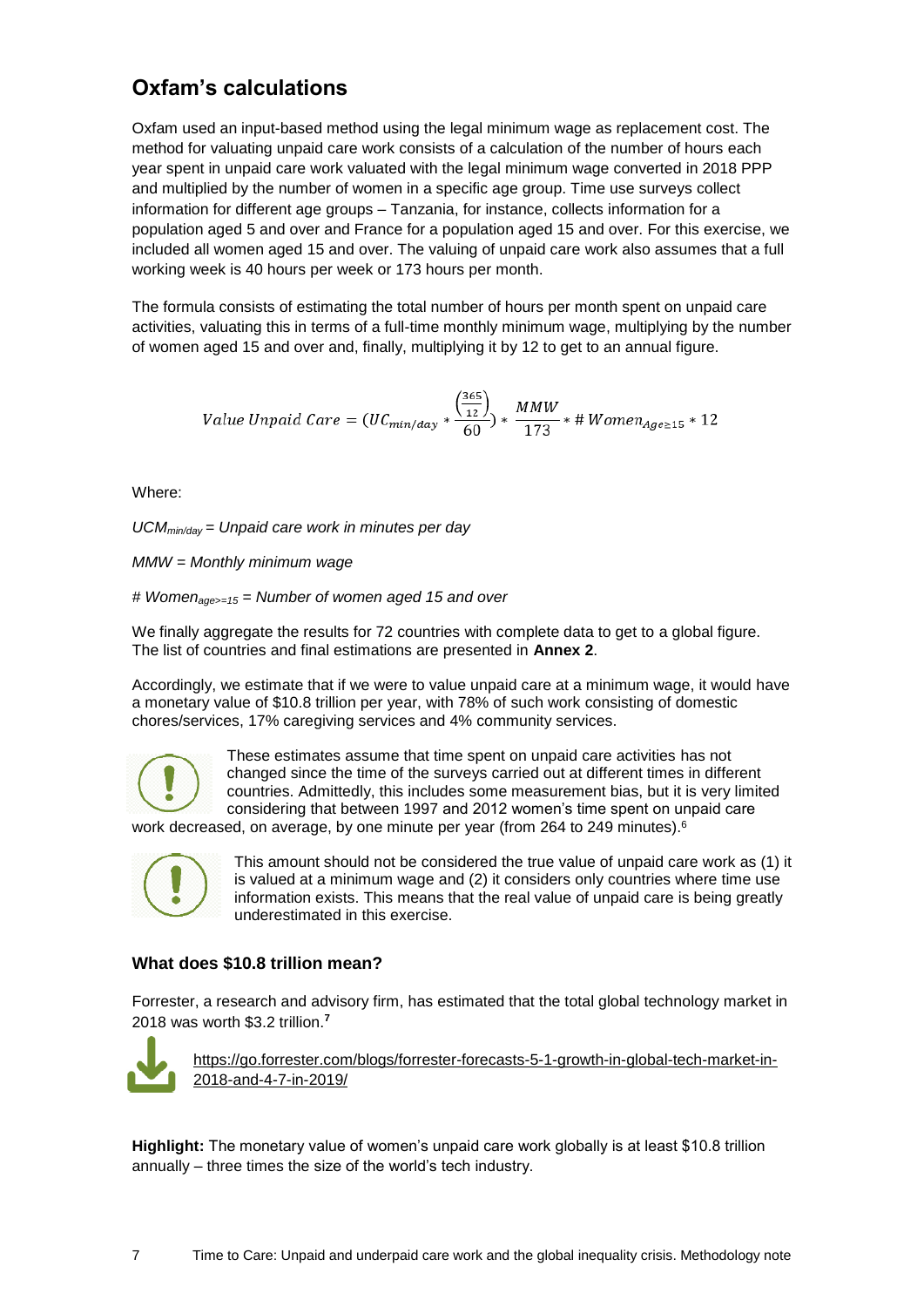## Oxfam's calculations

Oxfam used an input-based method using the legal minimum wage as replacement cost. The method for valuating unpaid care work consists of a calculation of the number of hours each year spent in unpaid care work valuated with the legal minimum wage converted in 2018 PPP and multiplied by the number of women in a specific age group. Time use surveys collect information for different age groups – Tanzania, for instance, collects information for a population aged 5 and over and France for a population aged 15 and over. For this exercise, we included all women aged 15 and over. The valuing of unpaid care work also assumes that a full working week is 40 hours per week or 173 hours per month.

The formula consists of estimating the total number of hours per month spent on unpaid care activities, valuating this in terms of a full-time monthly minimum wage, multiplying by the number of women aged 15 and over and, finally, multiplying it by 12 to get to an annual figure.

$$Value\ Unpaid\ Care = (UC_{min/day} * \frac{\left(\frac{365}{12}\right)}{60}) * \frac{MMW}{173} * \#\,Women_{Age \geq 15} * 12$$

Where:

*$UCM_{min/day}$ = Unpaid care work in minutes per day*

*MMW = Monthly minimum wage*

*# $Women_{age>=15}$ = Number of women aged 15 and over*

We finally aggregate the results for 72 countries with complete data to get to a global figure. The list of countries and final estimations are presented in **Annex 2**.

Accordingly, we estimate that if we were to value unpaid care at a minimum wage, it would have a monetary value of $10.8 trillion per year, with 78% of such work consisting of domestic chores/services, 17% caregiving services and 4% community services.

These estimates assume that time spent on unpaid care activities has not changed since the time of the surveys carried out at different times in different countries. Admittedly, this includes some measurement bias, but it is very limited considering that between 1997 and 2012 women's time spent on unpaid care work decreased, on average, by one minute per year (from 264 to 249 minutes).[6]

This amount should not be considered the true value of unpaid care work as (1) it is valued at a minimum wage and (2) it considers only countries where time use information exists. This means that the real value of unpaid care is being greatly underestimated in this exercise.

### What does $10.8 trillion mean?

Forrester, a research and advisory firm, has estimated that the total global technology market in 2018 was worth $3.2 trillion.[7]

https://go.forrester.com/blogs/forrester-forecasts-5-1-growth-in-global-tech-market-in-2018-and-4-7-in-2019/

**Highlight:** The monetary value of women's unpaid care work globally is at least $10.8 trillion annually – three times the size of the world's tech industry.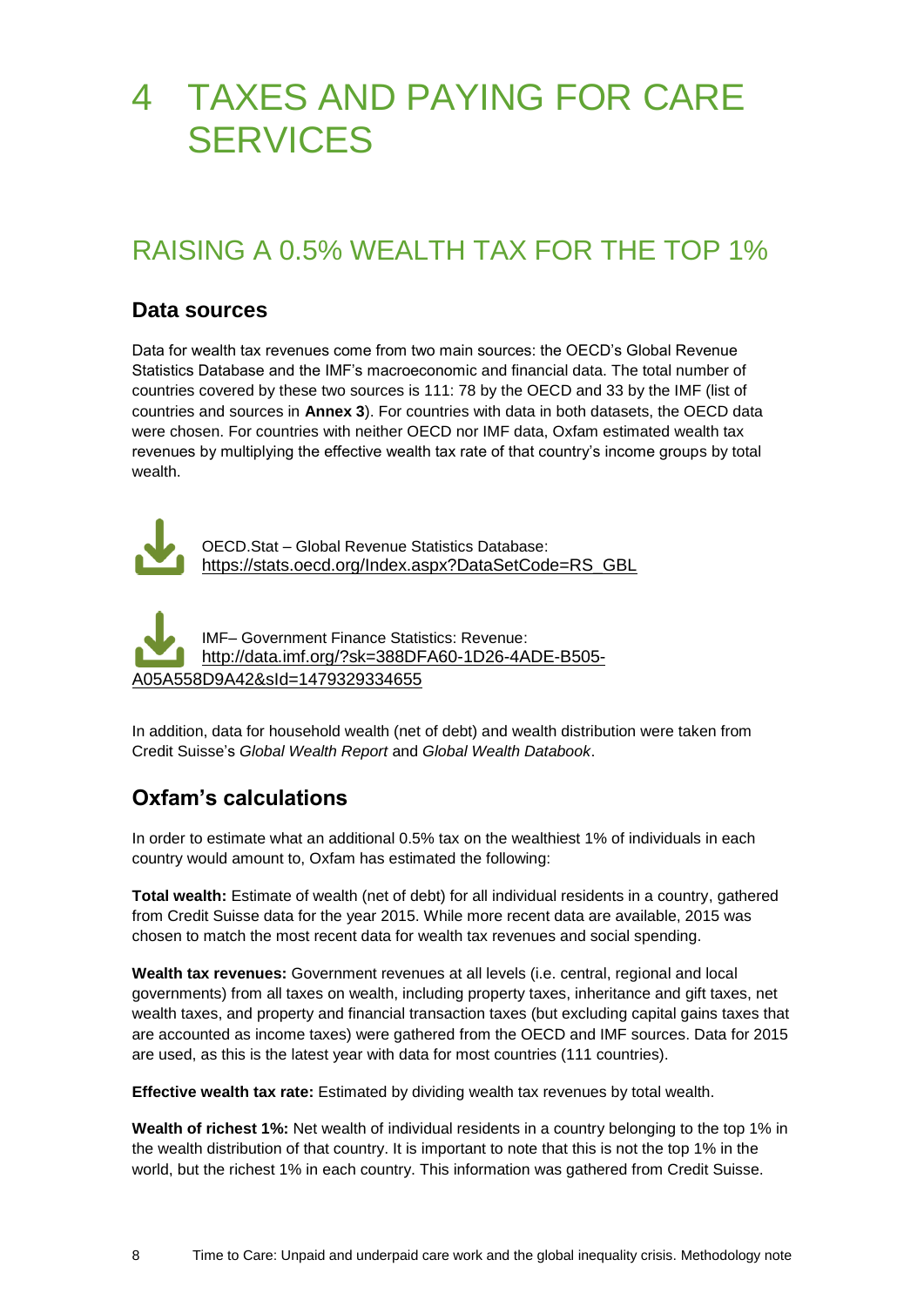# 4 TAXES AND PAYING FOR CARE SERVICES

## RAISING A 0.5% WEALTH TAX FOR THE TOP 1%

### Data sources

Data for wealth tax revenues come from two main sources: the OECD's Global Revenue Statistics Database and the IMF's macroeconomic and financial data. The total number of countries covered by these two sources is 111: 78 by the OECD and 33 by the IMF (list of countries and sources in **Annex 3**). For countries with data in both datasets, the OECD data were chosen. For countries with neither OECD nor IMF data, Oxfam estimated wealth tax revenues by multiplying the effective wealth tax rate of that country's income groups by total wealth.

OECD.Stat – Global Revenue Statistics Database: https://stats.oecd.org/Index.aspx?DataSetCode=RS_GBL

IMF– Government Finance Statistics: Revenue: http://data.imf.org/?sk=388DFA60-1D26-4ADE-B505-A05A558D9A42&sId=1479329334655

In addition, data for household wealth (net of debt) and wealth distribution were taken from Credit Suisse's *Global Wealth Report* and *Global Wealth Databook*.

### Oxfam's calculations

In order to estimate what an additional 0.5% tax on the wealthiest 1% of individuals in each country would amount to, Oxfam has estimated the following:

**Total wealth:** Estimate of wealth (net of debt) for all individual residents in a country, gathered from Credit Suisse data for the year 2015. While more recent data are available, 2015 was chosen to match the most recent data for wealth tax revenues and social spending.

**Wealth tax revenues:** Government revenues at all levels (i.e. central, regional and local governments) from all taxes on wealth, including property taxes, inheritance and gift taxes, net wealth taxes, and property and financial transaction taxes (but excluding capital gains taxes that are accounted as income taxes) were gathered from the OECD and IMF sources. Data for 2015 are used, as this is the latest year with data for most countries (111 countries).

**Effective wealth tax rate:** Estimated by dividing wealth tax revenues by total wealth.

**Wealth of richest 1%:** Net wealth of individual residents in a country belonging to the top 1% in the wealth distribution of that country. It is important to note that this is not the top 1% in the world, but the richest 1% in each country. This information was gathered from Credit Suisse.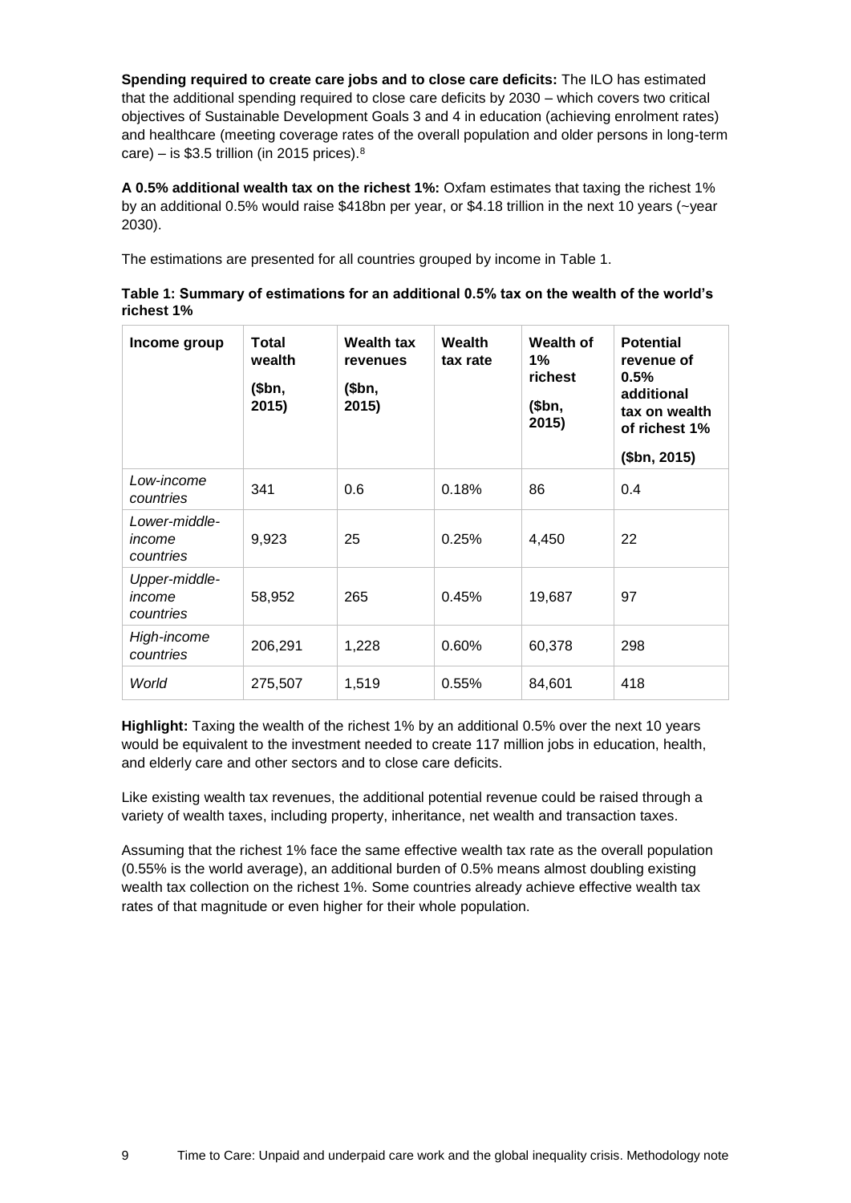**Spending required to create care jobs and to close care deficits:** The ILO has estimated that the additional spending required to close care deficits by 2030 – which covers two critical objectives of Sustainable Development Goals 3 and 4 in education (achieving enrolment rates) and healthcare (meeting coverage rates of the overall population and older persons in long-term care) – is $3.5 trillion (in 2015 prices).[8]

**A 0.5% additional wealth tax on the richest 1%:** Oxfam estimates that taxing the richest 1% by an additional 0.5% would raise $418bn per year, or $4.18 trillion in the next 10 years (~year 2030).

The estimations are presented for all countries grouped by income in Table 1.

**Table 1: Summary of estimations for an additional 0.5% tax on the wealth of the world's richest 1%**

| Income group | Total wealth ($bn, 2015) | Wealth tax revenues ($bn, 2015) | Wealth tax rate | Wealth of 1% richest ($bn, 2015) | Potential revenue of 0.5% additional tax on wealth of richest 1% ($bn, 2015) |
|---|---|---|---|---|---|
| *Low-income countries* | 341 | 0.6 | 0.18% | 86 | 0.4 |
| *Lower-middle-income countries* | 9,923 | 25 | 0.25% | 4,450 | 22 |
| *Upper-middle-income countries* | 58,952 | 265 | 0.45% | 19,687 | 97 |
| *High-income countries* | 206,291 | 1,228 | 0.60% | 60,378 | 298 |
| *World* | 275,507 | 1,519 | 0.55% | 84,601 | 418 |

**Highlight:** Taxing the wealth of the richest 1% by an additional 0.5% over the next 10 years would be equivalent to the investment needed to create 117 million jobs in education, health, and elderly care and other sectors and to close care deficits.

Like existing wealth tax revenues, the additional potential revenue could be raised through a variety of wealth taxes, including property, inheritance, net wealth and transaction taxes.

Assuming that the richest 1% face the same effective wealth tax rate as the overall population (0.55% is the world average), an additional burden of 0.5% means almost doubling existing wealth tax collection on the richest 1%. Some countries already achieve effective wealth tax rates of that magnitude or even higher for their whole population.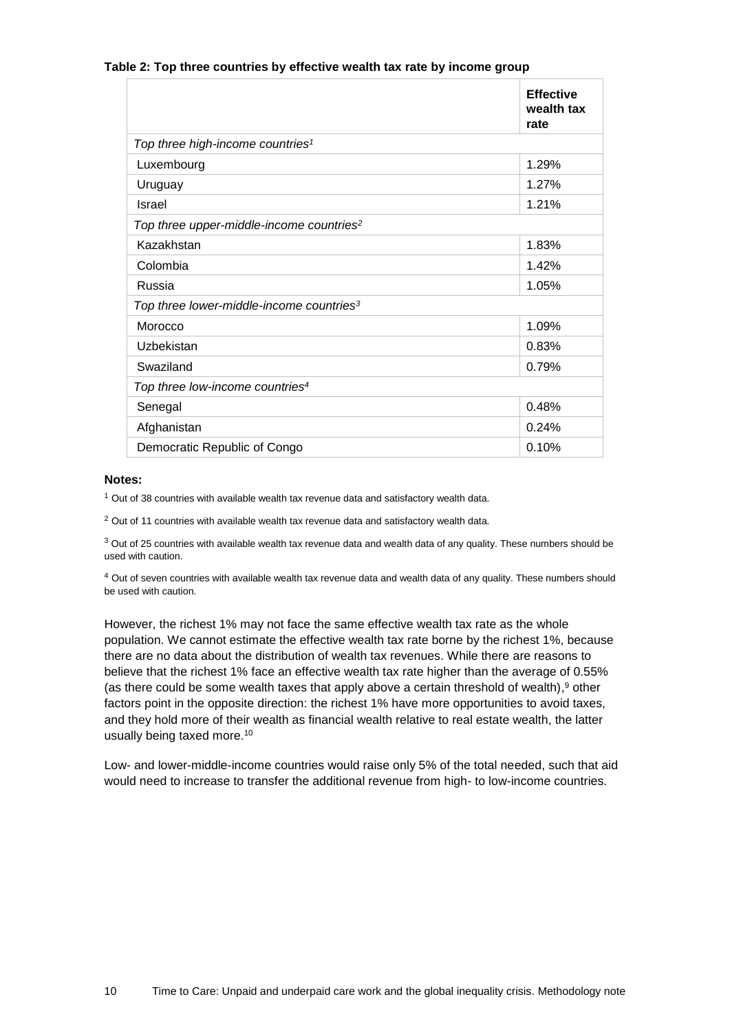**Table 2: Top three countries by effective wealth tax rate by income group**

| | Effective wealth tax rate |
|---|---|
| *Top three high-income countries*[1] | |
| Luxembourg | 1.29% |
| Uruguay | 1.27% |
| Israel | 1.21% |
| *Top three upper-middle-income countries*[2] | |
| Kazakhstan | 1.83% |
| Colombia | 1.42% |
| Russia | 1.05% |
| *Top three lower-middle-income countries*[3] | |
| Morocco | 1.09% |
| Uzbekistan | 0.83% |
| Swaziland | 0.79% |
| *Top three low-income countries*[4] | |
| Senegal | 0.48% |
| Afghanistan | 0.24% |
| Democratic Republic of Congo | 0.10% |

**Notes:**

[1] Out of 38 countries with available wealth tax revenue data and satisfactory wealth data.

[2] Out of 11 countries with available wealth tax revenue data and satisfactory wealth data.

[3] Out of 25 countries with available wealth tax revenue data and wealth data of any quality. These numbers should be used with caution.

[4] Out of seven countries with available wealth tax revenue data and wealth data of any quality. These numbers should be used with caution.

However, the richest 1% may not face the same effective wealth tax rate as the whole population. We cannot estimate the effective wealth tax rate borne by the richest 1%, because there are no data about the distribution of wealth tax revenues. While there are reasons to believe that the richest 1% face an effective wealth tax rate higher than the average of 0.55% (as there could be some wealth taxes that apply above a certain threshold of wealth),[9] other factors point in the opposite direction: the richest 1% have more opportunities to avoid taxes, and they hold more of their wealth as financial wealth relative to real estate wealth, the latter usually being taxed more.[10]

Low- and lower-middle-income countries would raise only 5% of the total needed, such that aid would need to increase to transfer the additional revenue from high- to low-income countries.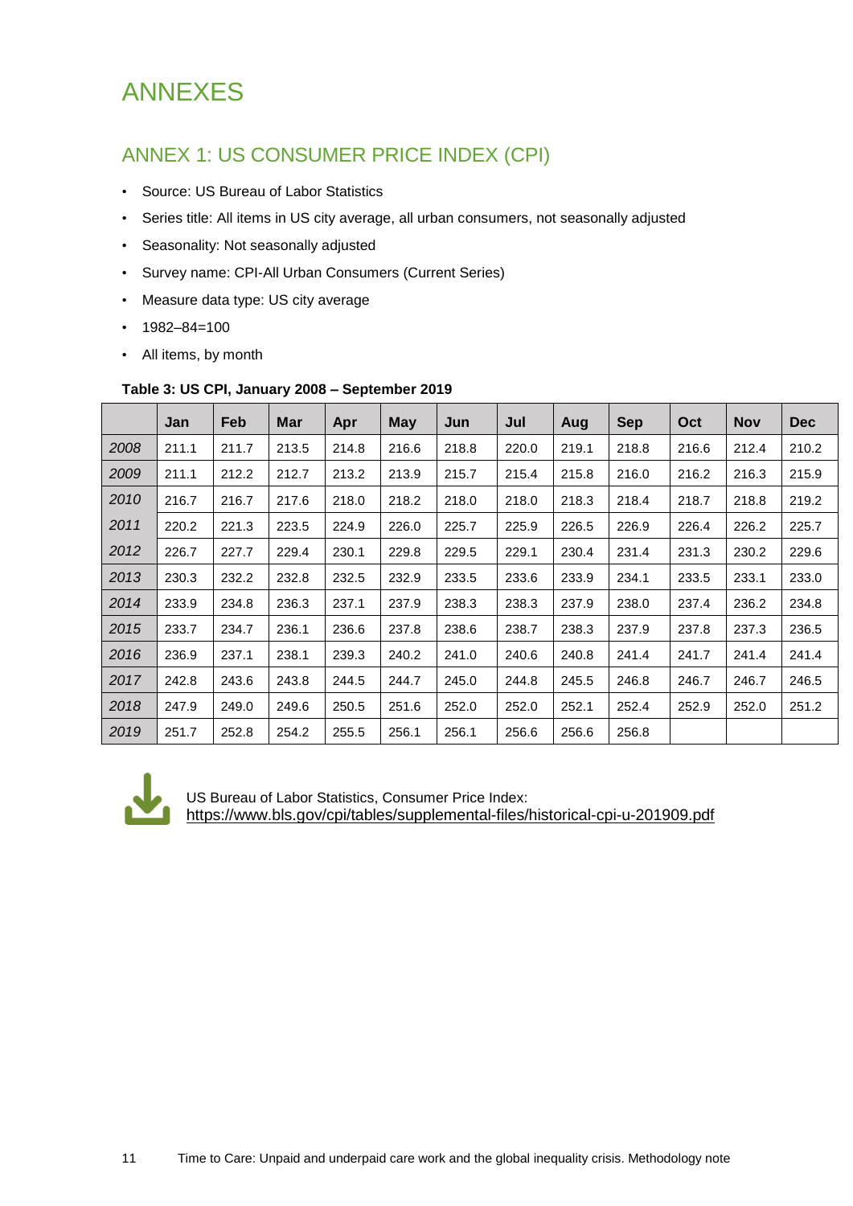# ANNEXES

## ANNEX 1: US CONSUMER PRICE INDEX (CPI)

- Source: US Bureau of Labor Statistics
- Series title: All items in US city average, all urban consumers, not seasonally adjusted
- Seasonality: Not seasonally adjusted
- Survey name: CPI-All Urban Consumers (Current Series)
- Measure data type: US city average
- 1982–84=100
- All items, by month

**Table 3: US CPI, January 2008 – September 2019**

| | Jan | Feb | Mar | Apr | May | Jun | Jul | Aug | Sep | Oct | Nov | Dec |
|---|---|---|---|---|---|---|---|---|---|---|---|---|
| *2008* | 211.1 | 211.7 | 213.5 | 214.8 | 216.6 | 218.8 | 220.0 | 219.1 | 218.8 | 216.6 | 212.4 | 210.2 |
| *2009* | 211.1 | 212.2 | 212.7 | 213.2 | 213.9 | 215.7 | 215.4 | 215.8 | 216.0 | 216.2 | 216.3 | 215.9 |
| *2010* | 216.7 | 216.7 | 217.6 | 218.0 | 218.2 | 218.0 | 218.0 | 218.3 | 218.4 | 218.7 | 218.8 | 219.2 |
| *2011* | 220.2 | 221.3 | 223.5 | 224.9 | 226.0 | 225.7 | 225.9 | 226.5 | 226.9 | 226.4 | 226.2 | 225.7 |
| *2012* | 226.7 | 227.7 | 229.4 | 230.1 | 229.8 | 229.5 | 229.1 | 230.4 | 231.4 | 231.3 | 230.2 | 229.6 |
| *2013* | 230.3 | 232.2 | 232.8 | 232.5 | 232.9 | 233.5 | 233.6 | 233.9 | 234.1 | 233.5 | 233.1 | 233.0 |
| *2014* | 233.9 | 234.8 | 236.3 | 237.1 | 237.9 | 238.3 | 238.3 | 237.9 | 238.0 | 237.4 | 236.2 | 234.8 |
| *2015* | 233.7 | 234.7 | 236.1 | 236.6 | 237.8 | 238.6 | 238.7 | 238.3 | 237.9 | 237.8 | 237.3 | 236.5 |
| *2016* | 236.9 | 237.1 | 238.1 | 239.3 | 240.2 | 241.0 | 240.6 | 240.8 | 241.4 | 241.7 | 241.4 | 241.4 |
| *2017* | 242.8 | 243.6 | 243.8 | 244.5 | 244.7 | 245.0 | 244.8 | 245.5 | 246.8 | 246.7 | 246.7 | 246.5 |
| *2018* | 247.9 | 249.0 | 249.6 | 250.5 | 251.6 | 252.0 | 252.0 | 252.1 | 252.4 | 252.9 | 252.0 | 251.2 |
| *2019* | 251.7 | 252.8 | 254.2 | 255.5 | 256.1 | 256.1 | 256.6 | 256.6 | 256.8 | | | |

US Bureau of Labor Statistics, Consumer Price Index:
https://www.bls.gov/cpi/tables/supplemental-files/historical-cpi-u-201909.pdf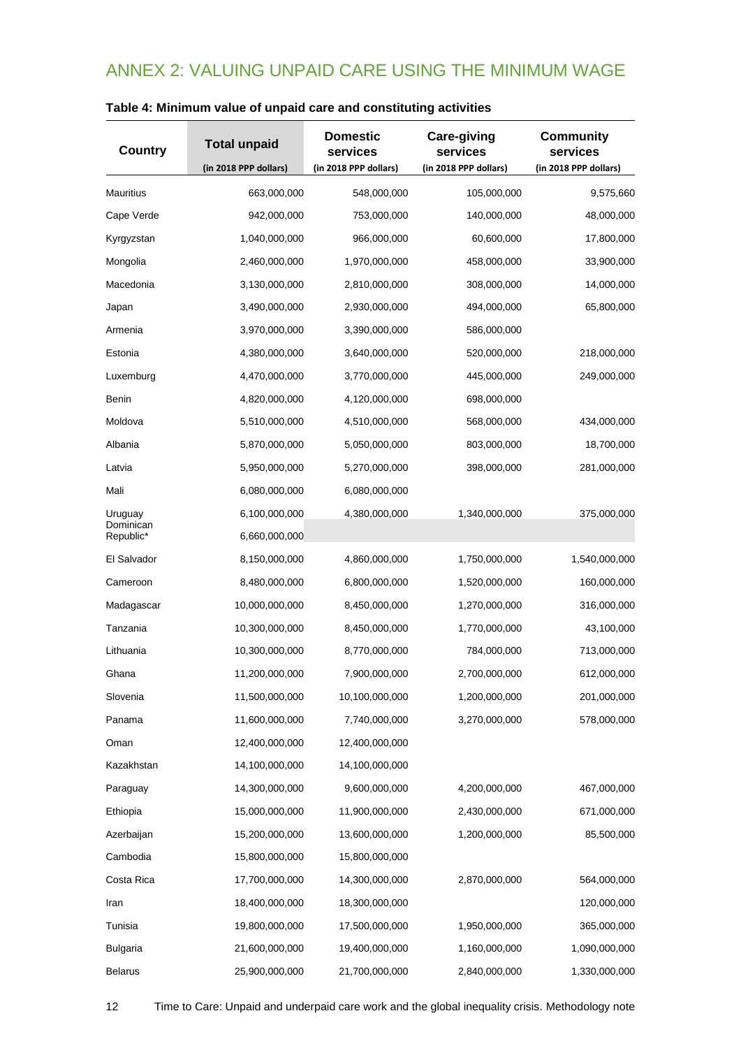## ANNEX 2: VALUING UNPAID CARE USING THE MINIMUM WAGE

**Table 4: Minimum value of unpaid care and constituting activities**

| Country | Total unpaid (in 2018 PPP dollars) | Domestic services (in 2018 PPP dollars) | Care-giving services (in 2018 PPP dollars) | Community services (in 2018 PPP dollars) |
|---|---|---|---|---|
| Mauritius | 663,000,000 | 548,000,000 | 105,000,000 | 9,575,660 |
| Cape Verde | 942,000,000 | 753,000,000 | 140,000,000 | 48,000,000 |
| Kyrgyzstan | 1,040,000,000 | 966,000,000 | 60,600,000 | 17,800,000 |
| Mongolia | 2,460,000,000 | 1,970,000,000 | 458,000,000 | 33,900,000 |
| Macedonia | 3,130,000,000 | 2,810,000,000 | 308,000,000 | 14,000,000 |
| Japan | 3,490,000,000 | 2,930,000,000 | 494,000,000 | 65,800,000 |
| Armenia | 3,970,000,000 | 3,390,000,000 | 586,000,000 | |
| Estonia | 4,380,000,000 | 3,640,000,000 | 520,000,000 | 218,000,000 |
| Luxemburg | 4,470,000,000 | 3,770,000,000 | 445,000,000 | 249,000,000 |
| Benin | 4,820,000,000 | 4,120,000,000 | 698,000,000 | |
| Moldova | 5,510,000,000 | 4,510,000,000 | 568,000,000 | 434,000,000 |
| Albania | 5,870,000,000 | 5,050,000,000 | 803,000,000 | 18,700,000 |
| Latvia | 5,950,000,000 | 5,270,000,000 | 398,000,000 | 281,000,000 |
| Mali | 6,080,000,000 | 6,080,000,000 | | |
| Uruguay | 6,100,000,000 | 4,380,000,000 | 1,340,000,000 | 375,000,000 |
| Dominican Republic* | 6,660,000,000 | | | |
| El Salvador | 8,150,000,000 | 4,860,000,000 | 1,750,000,000 | 1,540,000,000 |
| Cameroon | 8,480,000,000 | 6,800,000,000 | 1,520,000,000 | 160,000,000 |
| Madagascar | 10,000,000,000 | 8,450,000,000 | 1,270,000,000 | 316,000,000 |
| Tanzania | 10,300,000,000 | 8,450,000,000 | 1,770,000,000 | 43,100,000 |
| Lithuania | 10,300,000,000 | 8,770,000,000 | 784,000,000 | 713,000,000 |
| Ghana | 11,200,000,000 | 7,900,000,000 | 2,700,000,000 | 612,000,000 |
| Slovenia | 11,500,000,000 | 10,100,000,000 | 1,200,000,000 | 201,000,000 |
| Panama | 11,600,000,000 | 7,740,000,000 | 3,270,000,000 | 578,000,000 |
| Oman | 12,400,000,000 | 12,400,000,000 | | |
| Kazakhstan | 14,100,000,000 | 14,100,000,000 | | |
| Paraguay | 14,300,000,000 | 9,600,000,000 | 4,200,000,000 | 467,000,000 |
| Ethiopia | 15,000,000,000 | 11,900,000,000 | 2,430,000,000 | 671,000,000 |
| Azerbaijan | 15,200,000,000 | 13,600,000,000 | 1,200,000,000 | 85,500,000 |
| Cambodia | 15,800,000,000 | 15,800,000,000 | | |
| Costa Rica | 17,700,000,000 | 14,300,000,000 | 2,870,000,000 | 564,000,000 |
| Iran | 18,400,000,000 | 18,300,000,000 | | 120,000,000 |
| Tunisia | 19,800,000,000 | 17,500,000,000 | 1,950,000,000 | 365,000,000 |
| Bulgaria | 21,600,000,000 | 19,400,000,000 | 1,160,000,000 | 1,090,000,000 |
| Belarus | 25,900,000,000 | 21,700,000,000 | 2,840,000,000 | 1,330,000,000 |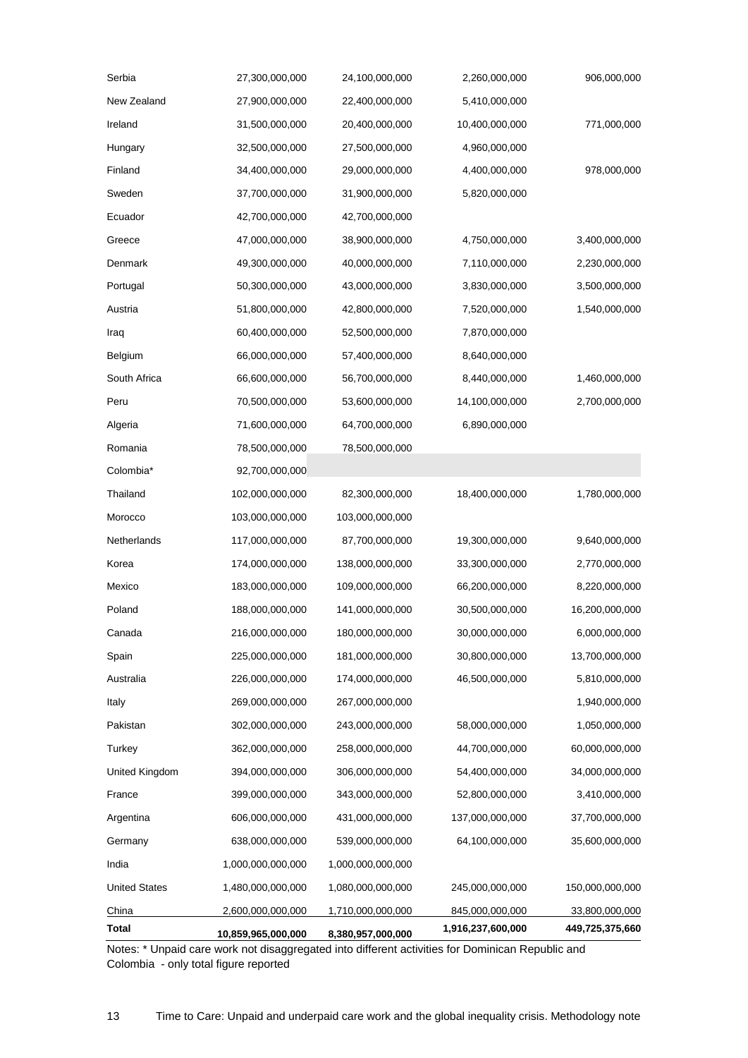| | | | | |
|---|---|---|---|---|
| Serbia | 27,300,000,000 | 24,100,000,000 | 2,260,000,000 | 906,000,000 |
| New Zealand | 27,900,000,000 | 22,400,000,000 | 5,410,000,000 | |
| Ireland | 31,500,000,000 | 20,400,000,000 | 10,400,000,000 | 771,000,000 |
| Hungary | 32,500,000,000 | 27,500,000,000 | 4,960,000,000 | |
| Finland | 34,400,000,000 | 29,000,000,000 | 4,400,000,000 | 978,000,000 |
| Sweden | 37,700,000,000 | 31,900,000,000 | 5,820,000,000 | |
| Ecuador | 42,700,000,000 | 42,700,000,000 | | |
| Greece | 47,000,000,000 | 38,900,000,000 | 4,750,000,000 | 3,400,000,000 |
| Denmark | 49,300,000,000 | 40,000,000,000 | 7,110,000,000 | 2,230,000,000 |
| Portugal | 50,300,000,000 | 43,000,000,000 | 3,830,000,000 | 3,500,000,000 |
| Austria | 51,800,000,000 | 42,800,000,000 | 7,520,000,000 | 1,540,000,000 |
| Iraq | 60,400,000,000 | 52,500,000,000 | 7,870,000,000 | |
| Belgium | 66,000,000,000 | 57,400,000,000 | 8,640,000,000 | |
| South Africa | 66,600,000,000 | 56,700,000,000 | 8,440,000,000 | 1,460,000,000 |
| Peru | 70,500,000,000 | 53,600,000,000 | 14,100,000,000 | 2,700,000,000 |
| Algeria | 71,600,000,000 | 64,700,000,000 | 6,890,000,000 | |
| Romania | 78,500,000,000 | 78,500,000,000 | | |
| Colombia* | 92,700,000,000 | | | |
| Thailand | 102,000,000,000 | 82,300,000,000 | 18,400,000,000 | 1,780,000,000 |
| Morocco | 103,000,000,000 | 103,000,000,000 | | |
| Netherlands | 117,000,000,000 | 87,700,000,000 | 19,300,000,000 | 9,640,000,000 |
| Korea | 174,000,000,000 | 138,000,000,000 | 33,300,000,000 | 2,770,000,000 |
| Mexico | 183,000,000,000 | 109,000,000,000 | 66,200,000,000 | 8,220,000,000 |
| Poland | 188,000,000,000 | 141,000,000,000 | 30,500,000,000 | 16,200,000,000 |
| Canada | 216,000,000,000 | 180,000,000,000 | 30,000,000,000 | 6,000,000,000 |
| Spain | 225,000,000,000 | 181,000,000,000 | 30,800,000,000 | 13,700,000,000 |
| Australia | 226,000,000,000 | 174,000,000,000 | 46,500,000,000 | 5,810,000,000 |
| Italy | 269,000,000,000 | 267,000,000,000 | | 1,940,000,000 |
| Pakistan | 302,000,000,000 | 243,000,000,000 | 58,000,000,000 | 1,050,000,000 |
| Turkey | 362,000,000,000 | 258,000,000,000 | 44,700,000,000 | 60,000,000,000 |
| United Kingdom | 394,000,000,000 | 306,000,000,000 | 54,400,000,000 | 34,000,000,000 |
| France | 399,000,000,000 | 343,000,000,000 | 52,800,000,000 | 3,410,000,000 |
| Argentina | 606,000,000,000 | 431,000,000,000 | 137,000,000,000 | 37,700,000,000 |
| Germany | 638,000,000,000 | 539,000,000,000 | 64,100,000,000 | 35,600,000,000 |
| India | 1,000,000,000,000 | 1,000,000,000,000 | | |
| United States | 1,480,000,000,000 | 1,080,000,000,000 | 245,000,000,000 | 150,000,000,000 |
| China | 2,600,000,000,000 | 1,710,000,000,000 | 845,000,000,000 | 33,800,000,000 |
| **Total** | **10,859,965,000,000** | **8,380,957,000,000** | **1,916,237,600,000** | **449,725,375,660** |

Notes: * Unpaid care work not disaggregated into different activities for Dominican Republic and Colombia - only total figure reported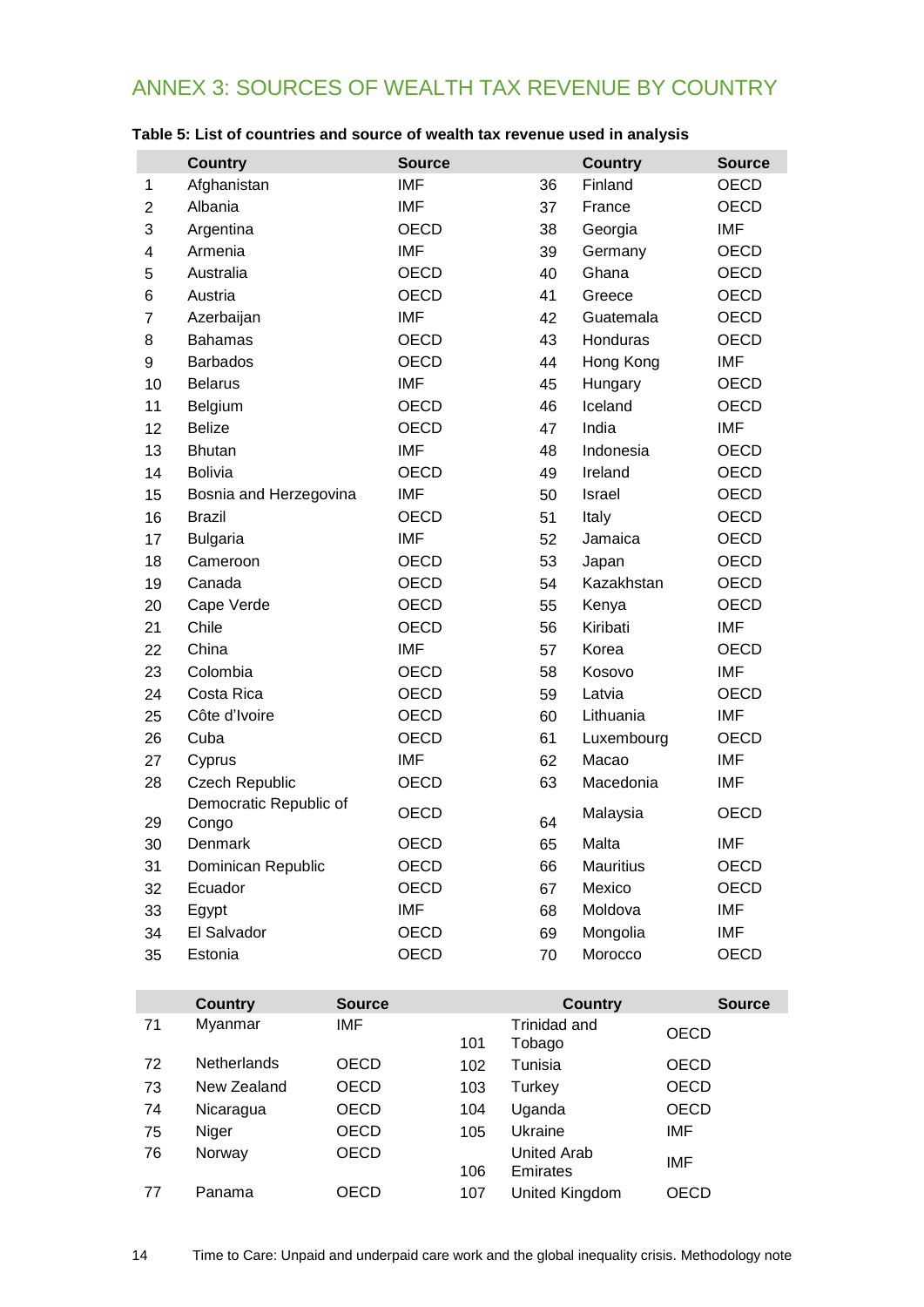## ANNEX 3: SOURCES OF WEALTH TAX REVENUE BY COUNTRY

**Table 5: List of countries and source of wealth tax revenue used in analysis**

| | Country | Source | | Country | Source |
|---|---|---|---|---|---|
| 1 | Afghanistan | IMF | 36 | Finland | OECD |
| 2 | Albania | IMF | 37 | France | OECD |
| 3 | Argentina | OECD | 38 | Georgia | IMF |
| 4 | Armenia | IMF | 39 | Germany | OECD |
| 5 | Australia | OECD | 40 | Ghana | OECD |
| 6 | Austria | OECD | 41 | Greece | OECD |
| 7 | Azerbaijan | IMF | 42 | Guatemala | OECD |
| 8 | Bahamas | OECD | 43 | Honduras | OECD |
| 9 | Barbados | OECD | 44 | Hong Kong | IMF |
| 10 | Belarus | IMF | 45 | Hungary | OECD |
| 11 | Belgium | OECD | 46 | Iceland | OECD |
| 12 | Belize | OECD | 47 | India | IMF |
| 13 | Bhutan | IMF | 48 | Indonesia | OECD |
| 14 | Bolivia | OECD | 49 | Ireland | OECD |
| 15 | Bosnia and Herzegovina | IMF | 50 | Israel | OECD |
| 16 | Brazil | OECD | 51 | Italy | OECD |
| 17 | Bulgaria | IMF | 52 | Jamaica | OECD |
| 18 | Cameroon | OECD | 53 | Japan | OECD |
| 19 | Canada | OECD | 54 | Kazakhstan | OECD |
| 20 | Cape Verde | OECD | 55 | Kenya | OECD |
| 21 | Chile | OECD | 56 | Kiribati | IMF |
| 22 | China | IMF | 57 | Korea | OECD |
| 23 | Colombia | OECD | 58 | Kosovo | IMF |
| 24 | Costa Rica | OECD | 59 | Latvia | OECD |
| 25 | Côte d'Ivoire | OECD | 60 | Lithuania | IMF |
| 26 | Cuba | OECD | 61 | Luxembourg | OECD |
| 27 | Cyprus | IMF | 62 | Macao | IMF |
| 28 | Czech Republic | OECD | 63 | Macedonia | IMF |
| 29 | Democratic Republic of Congo | OECD | 64 | Malaysia | OECD |
| 30 | Denmark | OECD | 65 | Malta | IMF |
| 31 | Dominican Republic | OECD | 66 | Mauritius | OECD |
| 32 | Ecuador | OECD | 67 | Mexico | OECD |
| 33 | Egypt | IMF | 68 | Moldova | IMF |
| 34 | El Salvador | OECD | 69 | Mongolia | IMF |
| 35 | Estonia | OECD | 70 | Morocco | OECD |

| | Country | Source | | Country | Source |
|---|---|---|---|---|---|
| 71 | Myanmar | IMF | 101 | Trinidad and Tobago | OECD |
| 72 | Netherlands | OECD | 102 | Tunisia | OECD |
| 73 | New Zealand | OECD | 103 | Turkey | OECD |
| 74 | Nicaragua | OECD | 104 | Uganda | OECD |
| 75 | Niger | OECD | 105 | Ukraine | IMF |
| 76 | Norway | OECD | 106 | United Arab Emirates | IMF |
| 77 | Panama | OECD | 107 | United Kingdom | OECD |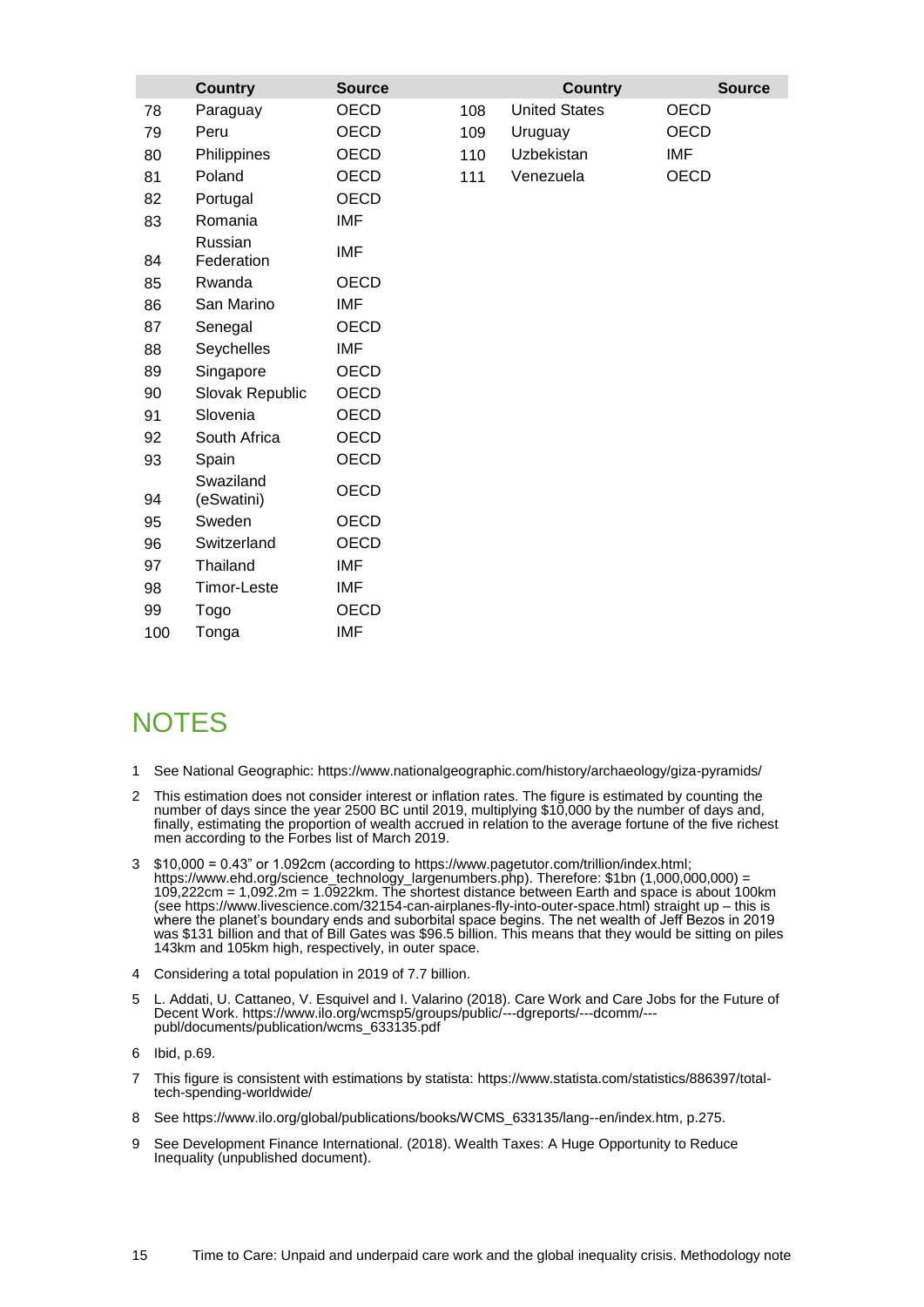|  | Country | Source |
|---|---|---|
| 78 | Paraguay | OECD |
| 79 | Peru | OECD |
| 80 | Philippines | OECD |
| 81 | Poland | OECD |
| 82 | Portugal | OECD |
| 83 | Romania | IMF |
| 84 | Russian Federation | IMF |
| 85 | Rwanda | OECD |
| 86 | San Marino | IMF |
| 87 | Senegal | OECD |
| 88 | Seychelles | IMF |
| 89 | Singapore | OECD |
| 90 | Slovak Republic | OECD |
| 91 | Slovenia | OECD |
| 92 | South Africa | OECD |
| 93 | Spain | OECD |
| 94 | Swaziland (eSwatini) | OECD |
| 95 | Sweden | OECD |
| 96 | Switzerland | OECD |
| 97 | Thailand | IMF |
| 98 | Timor-Leste | IMF |
| 99 | Togo | OECD |
| 100 | Tonga | IMF |
| 108 | United States | OECD |
| 109 | Uruguay | OECD |
| 110 | Uzbekistan | IMF |
| 111 | Venezuela | OECD |

# NOTES

1 See National Geographic: https://www.nationalgeographic.com/history/archaeology/giza-pyramids/

2 This estimation does not consider interest or inflation rates. The figure is estimated by counting the number of days since the year 2500 BC until 2019, multiplying $10,000 by the number of days and, finally, estimating the proportion of wealth accrued in relation to the average fortune of the five richest men according to the Forbes list of March 2019.

3 $10,000 = 0.43" or 1.092cm (according to https://www.pagetutor.com/trillion/index.html; https://www.ehd.org/science_technology_largenumbers.php). Therefore: $1bn (1,000,000,000) = 109,222cm = 1,092.2m = 1.0922km. The shortest distance between Earth and space is about 100km (see https://www.livescience.com/32154-can-airplanes-fly-into-outer-space.html) straight up – this is where the planet's boundary ends and suborbital space begins. The net wealth of Jeff Bezos in 2019 was $131 billion and that of Bill Gates was $96.5 billion. This means that they would be sitting on piles 143km and 105km high, respectively, in outer space.

4 Considering a total population in 2019 of 7.7 billion.

5 L. Addati, U. Cattaneo, V. Esquivel and I. Valarino (2018). Care Work and Care Jobs for the Future of Decent Work. https://www.ilo.org/wcmsp5/groups/public/---dgreports/---dcomm/---publ/documents/publication/wcms_633135.pdf

6 Ibid, p.69.

7 This figure is consistent with estimations by statista: https://www.statista.com/statistics/886397/total-tech-spending-worldwide/

8 See https://www.ilo.org/global/publications/books/WCMS_633135/lang--en/index.htm, p.275.

9 See Development Finance International. (2018). Wealth Taxes: A Huge Opportunity to Reduce Inequality (unpublished document).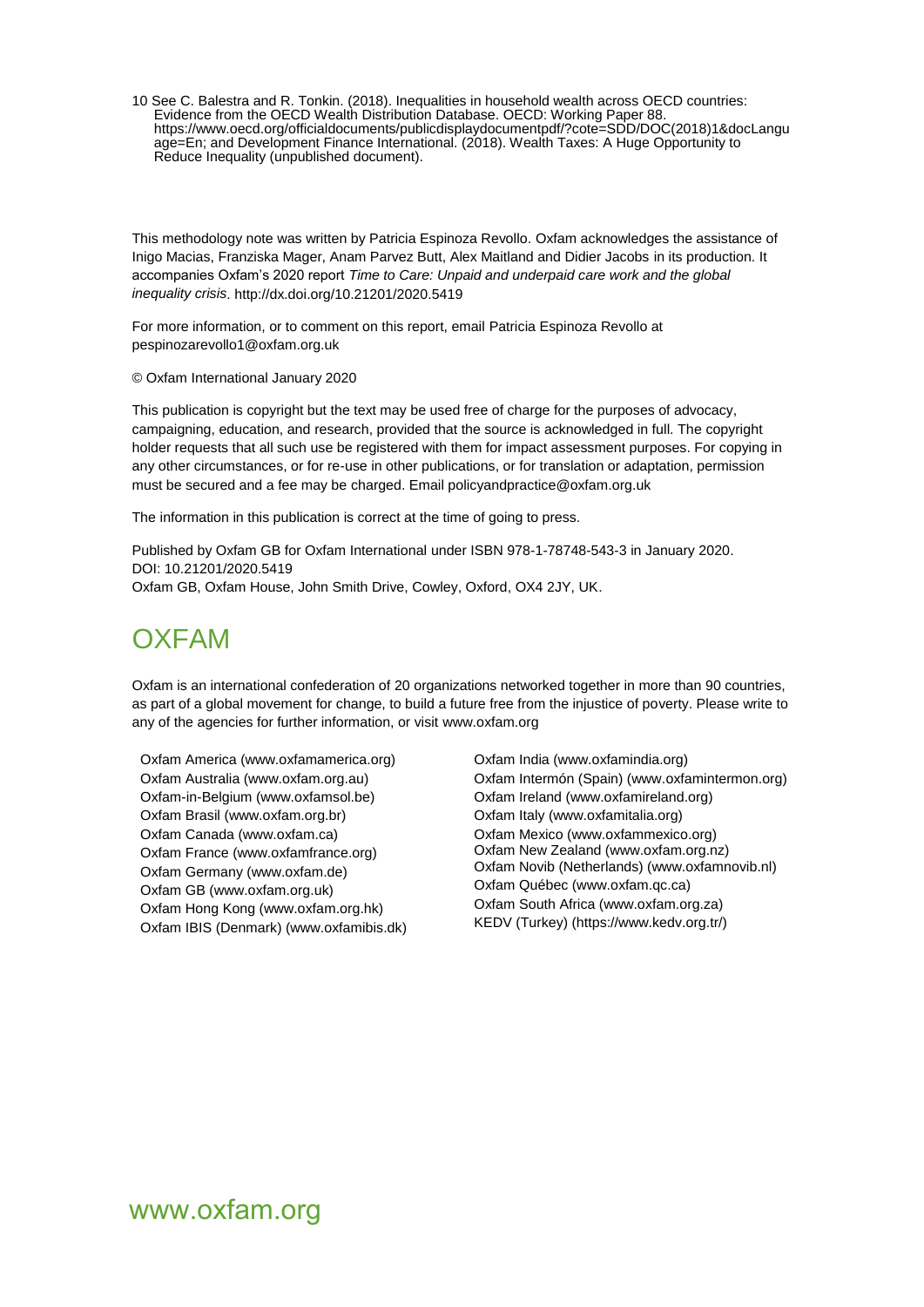10 See C. Balestra and R. Tonkin. (2018). Inequalities in household wealth across OECD countries: Evidence from the OECD Wealth Distribution Database. OECD: Working Paper 88. https://www.oecd.org/officialdocuments/publicdisplaydocumentpdf/?cote=SDD/DOC(2018)1&docLanguage=En; and Development Finance International. (2018). Wealth Taxes: A Huge Opportunity to Reduce Inequality (unpublished document).

This methodology note was written by Patricia Espinoza Revollo. Oxfam acknowledges the assistance of Inigo Macias, Franziska Mager, Anam Parvez Butt, Alex Maitland and Didier Jacobs in its production. It accompanies Oxfam's 2020 report *Time to Care: Unpaid and underpaid care work and the global inequality crisis*. http://dx.doi.org/10.21201/2020.5419

For more information, or to comment on this report, email Patricia Espinoza Revollo at pespinozarevollo1@oxfam.org.uk

© Oxfam International January 2020

This publication is copyright but the text may be used free of charge for the purposes of advocacy, campaigning, education, and research, provided that the source is acknowledged in full. The copyright holder requests that all such use be registered with them for impact assessment purposes. For copying in any other circumstances, or for re-use in other publications, or for translation or adaptation, permission must be secured and a fee may be charged. Email policyandpractice@oxfam.org.uk

The information in this publication is correct at the time of going to press.

Published by Oxfam GB for Oxfam International under ISBN 978-1-78748-543-3 in January 2020.
DOI: 10.21201/2020.5419
Oxfam GB, Oxfam House, John Smith Drive, Cowley, Oxford, OX4 2JY, UK.

# OXFAM

Oxfam is an international confederation of 20 organizations networked together in more than 90 countries, as part of a global movement for change, to build a future free from the injustice of poverty. Please write to any of the agencies for further information, or visit www.oxfam.org

Oxfam America (www.oxfamamerica.org)
Oxfam Australia (www.oxfam.org.au)
Oxfam-in-Belgium (www.oxfamsol.be)
Oxfam Brasil (www.oxfam.org.br)
Oxfam Canada (www.oxfam.ca)
Oxfam France (www.oxfamfrance.org)
Oxfam Germany (www.oxfam.de)
Oxfam GB (www.oxfam.org.uk)
Oxfam Hong Kong (www.oxfam.org.hk)
Oxfam IBIS (Denmark) (www.oxfamibis.dk)
Oxfam India (www.oxfamindia.org)
Oxfam Intermón (Spain) (www.oxfamintermon.org)
Oxfam Ireland (www.oxfamireland.org)
Oxfam Italy (www.oxfamitalia.org)
Oxfam Mexico (www.oxfammexico.org)
Oxfam New Zealand (www.oxfam.org.nz)
Oxfam Novib (Netherlands) (www.oxfamnovib.nl)
Oxfam Québec (www.oxfam.qc.ca)
Oxfam South Africa (www.oxfam.org.za)
KEDV (Turkey) (https://www.kedv.org.tr/)

www.oxfam.org